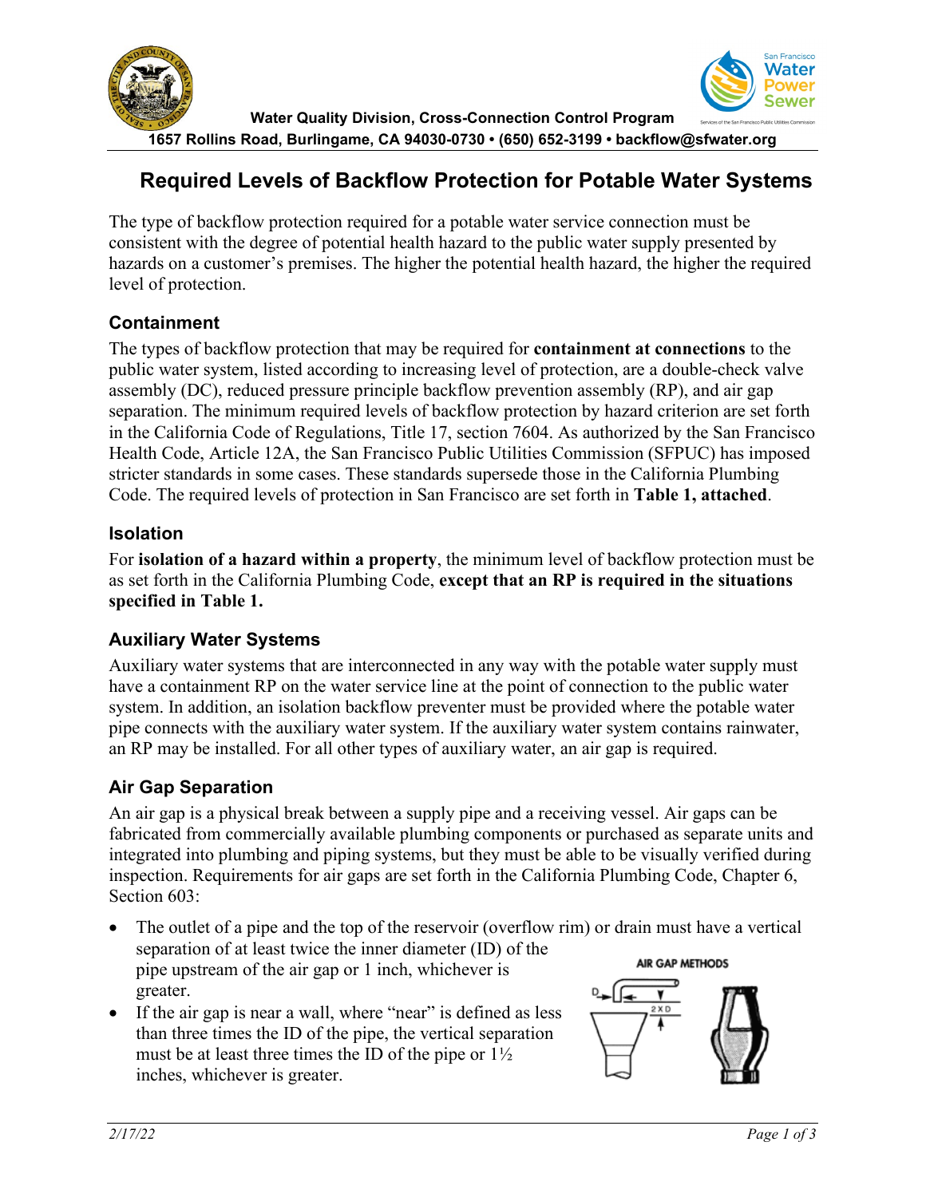Water Quality Division, Cross-Connection Control Program

1657 Rollins Road, Burlingame, CA 94030-0730 • (650) 652-3199 • backflow@sfwater.org

# Required Levels of Backflow Protection for Potable Water Systems

The type of backflow protection required for a potable water service connection must be consistent with the degree of potential health hazard to the public water supply presented by hazards on a customer's premises. The higher the potential health hazard, the higher the required level of protection.

## Containment

The types of backflow protection that may be required for **containment at connections** to the public water system, listed according to increasing level of protection, are a double-check valve assembly (DC), reduced pressure principle backflow prevention assembly (RP), and air gap separation. The minimum required levels of backflow protection by hazard criterion are set forth in the California Code of Regulations, Title 17, section 7604. As authorized by the San Francisco Health Code, Article 12A, the San Francisco Public Utilities Commission (SFPUC) has imposed stricter standards in some cases. These standards supersede those in the California Plumbing Code. The required levels of protection in San Francisco are set forth in **Table 1, attached**.

## Isolation

For **isolation of a hazard within a property**, the minimum level of backflow protection must be as set forth in the California Plumbing Code, **except that an RP is required in the situations specified in Table 1.**

## Auxiliary Water Systems

Auxiliary water systems that are interconnected in any way with the potable water supply must have a containment RP on the water service line at the point of connection to the public water system. In addition, an isolation backflow preventer must be provided where the potable water pipe connects with the auxiliary water system. If the auxiliary water system contains rainwater, an RP may be installed. For all other types of auxiliary water, an air gap is required.

## Air Gap Separation

An air gap is a physical break between a supply pipe and a receiving vessel. Air gaps can be fabricated from commercially available plumbing components or purchased as separate units and integrated into plumbing and piping systems, but they must be able to be visually verified during inspection. Requirements for air gaps are set forth in the California Plumbing Code, Chapter 6, Section 603:

- The outlet of a pipe and the top of the reservoir (overflow rim) or drain must have a vertical separation of at least twice the inner diameter (ID) of the pipe upstream of the air gap or 1 inch, whichever is greater.
- If the air gap is near a wall, where "near" is defined as less than three times the ID of the pipe, the vertical separation must be at least three times the ID of the pipe or 1½ inches, whichever is greater.

AIR GAP METHODS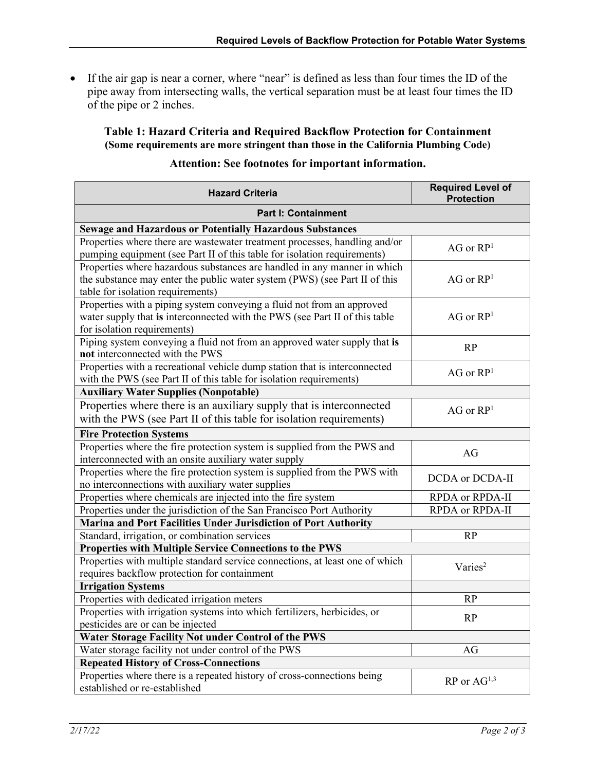- If the air gap is near a corner, where "near" is defined as less than four times the ID of the pipe away from intersecting walls, the vertical separation must be at least four times the ID of the pipe or 2 inches.

**Table 1: Hazard Criteria and Required Backflow Protection for Containment**
**(Some requirements are more stringent than those in the California Plumbing Code)**

**Attention: See footnotes for important information.**

| Hazard Criteria | Required Level of Protection |
|---|---|
| **Part I: Containment** | |
| **Sewage and Hazardous or Potentially Hazardous Substances** | |
| Properties where there are wastewater treatment processes, handling and/or pumping equipment (see Part II of this table for isolation requirements) | AG or RP[1] |
| Properties where hazardous substances are handled in any manner in which the substance may enter the public water system (PWS) (see Part II of this table for isolation requirements) | AG or RP[1] |
| Properties with a piping system conveying a fluid not from an approved water supply that **is** interconnected with the PWS (see Part II of this table for isolation requirements) | AG or RP[1] |
| Piping system conveying a fluid not from an approved water supply that **is not** interconnected with the PWS | RP |
| Properties with a recreational vehicle dump station that is interconnected with the PWS (see Part II of this table for isolation requirements) | AG or RP[1] |
| **Auxiliary Water Supplies (Nonpotable)** | |
| Properties where there is an auxiliary supply that is interconnected with the PWS (see Part II of this table for isolation requirements) | AG or RP[1] |
| **Fire Protection Systems** | |
| Properties where the fire protection system is supplied from the PWS and interconnected with an onsite auxiliary water supply | AG |
| Properties where the fire protection system is supplied from the PWS with no interconnections with auxiliary water supplies | DCDA or DCDA-II |
| Properties where chemicals are injected into the fire system | RPDA or RPDA-II |
| Properties under the jurisdiction of the San Francisco Port Authority | RPDA or RPDA-II |
| **Marina and Port Facilities Under Jurisdiction of Port Authority** | |
| Standard, irrigation, or combination services | RP |
| **Properties with Multiple Service Connections to the PWS** | |
| Properties with multiple standard service connections, at least one of which requires backflow protection for containment | Varies[2] |
| **Irrigation Systems** | |
| Properties with dedicated irrigation meters | RP |
| Properties with irrigation systems into which fertilizers, herbicides, or pesticides are or can be injected | RP |
| **Water Storage Facility Not under Control of the PWS** | |
| Water storage facility not under control of the PWS | AG |
| **Repeated History of Cross-Connections** | |
| Properties where there is a repeated history of cross-connections being established or re-established | RP or AG[1,3] |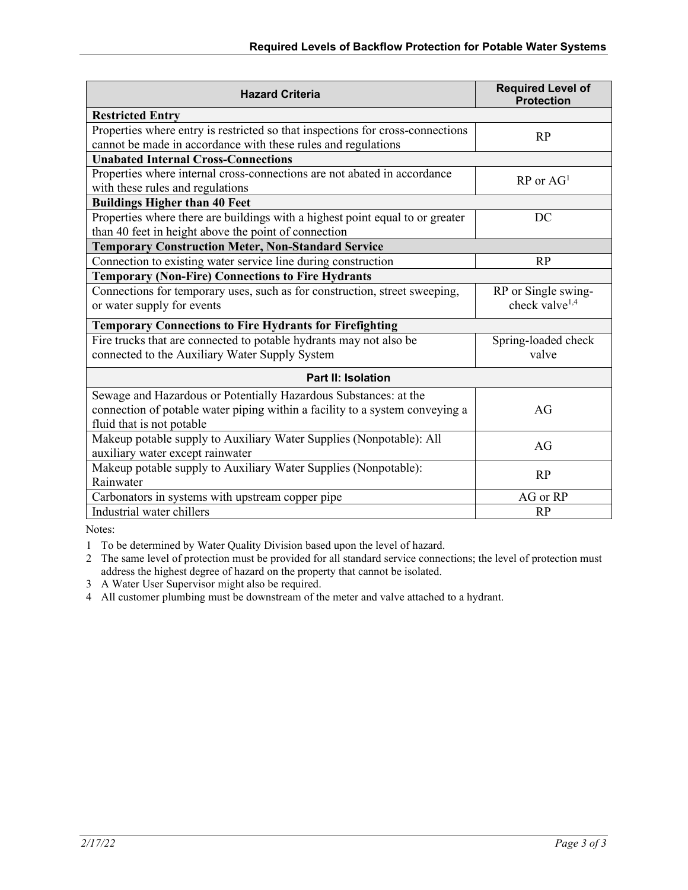| Hazard Criteria | Required Level of Protection |
|---|---|
| **Restricted Entry** | |
| Properties where entry is restricted so that inspections for cross-connections cannot be made in accordance with these rules and regulations | RP |
| **Unabated Internal Cross-Connections** | |
| Properties where internal cross-connections are not abated in accordance with these rules and regulations | RP or AG[1] |
| **Buildings Higher than 40 Feet** | |
| Properties where there are buildings with a highest point equal to or greater than 40 feet in height above the point of connection | DC |
| **Temporary Construction Meter, Non-Standard Service** | |
| Connection to existing water service line during construction | RP |
| **Temporary (Non-Fire) Connections to Fire Hydrants** | |
| Connections for temporary uses, such as for construction, street sweeping, or water supply for events | RP or Single swing-check valve[1,4] |
| **Temporary Connections to Fire Hydrants for Firefighting** | |
| Fire trucks that are connected to potable hydrants may not also be connected to the Auxiliary Water Supply System | Spring-loaded check valve |
| **Part II: Isolation** | |
| Sewage and Hazardous or Potentially Hazardous Substances: at the connection of potable water piping within a facility to a system conveying a fluid that is not potable | AG |
| Makeup potable supply to Auxiliary Water Supplies (Nonpotable): All auxiliary water except rainwater | AG |
| Makeup potable supply to Auxiliary Water Supplies (Nonpotable): Rainwater | RP |
| Carbonators in systems with upstream copper pipe | AG or RP |
| Industrial water chillers | RP |

Notes:

1. To be determined by Water Quality Division based upon the level of hazard.
2. The same level of protection must be provided for all standard service connections; the level of protection must address the highest degree of hazard on the property that cannot be isolated.
3. A Water User Supervisor might also be required.
4. All customer plumbing must be downstream of the meter and valve attached to a hydrant.